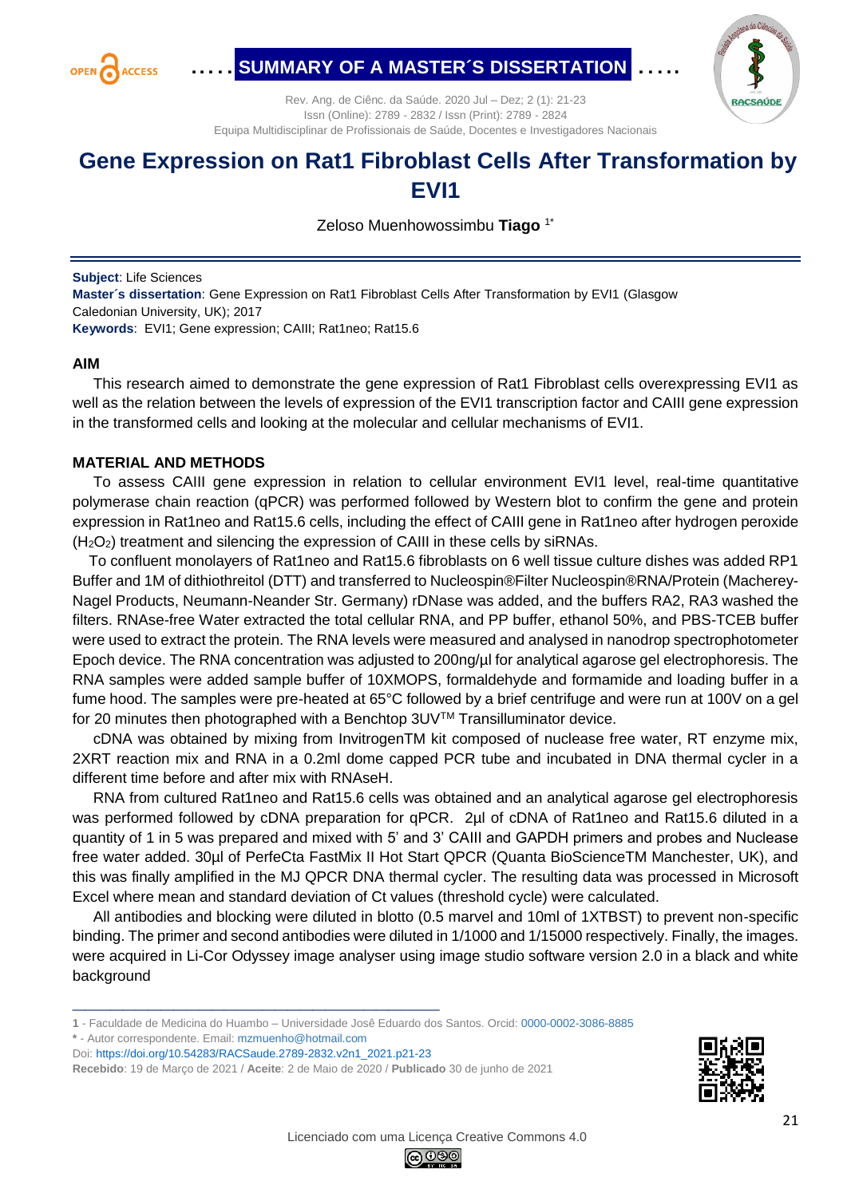SUMMARY OF A MASTER´S DISSERTATION

# Gene Expression on Rat1 Fibroblast Cells After Transformation by EVI1

Zeloso Muenhowossimbu **Tiago** [1*]

**Subject**: Life Sciences
**Master´s dissertation**: Gene Expression on Rat1 Fibroblast Cells After Transformation by EVI1 (Glasgow Caledonian University, UK); 2017
**Keywords**: EVI1; Gene expression; CAIII; Rat1neo; Rat15.6

## AIM

This research aimed to demonstrate the gene expression of Rat1 Fibroblast cells overexpressing EVI1 as well as the relation between the levels of expression of the EVI1 transcription factor and CAIII gene expression in the transformed cells and looking at the molecular and cellular mechanisms of EVI1.

## MATERIAL AND METHODS

To assess CAIII gene expression in relation to cellular environment EVI1 level, real-time quantitative polymerase chain reaction (qPCR) was performed followed by Western blot to confirm the gene and protein expression in Rat1neo and Rat15.6 cells, including the effect of CAIII gene in Rat1neo after hydrogen peroxide ($H_2O_2$) treatment and silencing the expression of CAIII in these cells by siRNAs.

To confluent monolayers of Rat1neo and Rat15.6 fibroblasts on 6 well tissue culture dishes was added RP1 Buffer and 1M of dithiothreitol (DTT) and transferred to Nucleospin®Filter Nucleospin®RNA/Protein (Macherey-Nagel Products, Neumann-Neander Str. Germany) rDNase was added, and the buffers RA2, RA3 washed the filters. RNAse-free Water extracted the total cellular RNA, and PP buffer, ethanol 50%, and PBS-TCEB buffer were used to extract the protein. The RNA levels were measured and analysed in nanodrop spectrophotometer Epoch device. The RNA concentration was adjusted to 200ng/µl for analytical agarose gel electrophoresis. The RNA samples were added sample buffer of 10XMOPS, formaldehyde and formamide and loading buffer in a fume hood. The samples were pre-heated at 65°C followed by a brief centrifuge and were run at 100V on a gel for 20 minutes then photographed with a Benchtop 3UV™ Transilluminator device.

cDNA was obtained by mixing from InvitrogenTM kit composed of nuclease free water, RT enzyme mix, 2XRT reaction mix and RNA in a 0.2ml dome capped PCR tube and incubated in DNA thermal cycler in a different time before and after mix with RNAseH.

RNA from cultured Rat1neo and Rat15.6 cells was obtained and an analytical agarose gel electrophoresis was performed followed by cDNA preparation for qPCR. 2µl of cDNA of Rat1neo and Rat15.6 diluted in a quantity of 1 in 5 was prepared and mixed with 5' and 3' CAIII and GAPDH primers and probes and Nuclease free water added. 30µl of PerfeCta FastMix II Hot Start QPCR (Quanta BioScienceTM Manchester, UK), and this was finally amplified in the MJ QPCR DNA thermal cycler. The resulting data was processed in Microsoft Excel where mean and standard deviation of Ct values (threshold cycle) were calculated.

All antibodies and blocking were diluted in blotto (0.5 marvel and 10ml of 1XTBST) to prevent non-specific binding. The primer and second antibodies were diluted in 1/1000 and 1/15000 respectively. Finally, the images were acquired in Li-Cor Odyssey image analyser using image studio software version 2.0 in a black and white background

---

1 - Faculdade de Medicina do Huambo – Universidade Josê Eduardo dos Santos. Orcid: 0000-0002-3086-8885

\* - Autor correspondente. Email: mzmuenho@hotmail.com

Doi: https://doi.org/10.54283/RACSaude.2789-2832.v2n1_2021.p21-23

**Recebido**: 19 de Março de 2021 / **Aceite**: 2 de Maio de 2020 / **Publicado** 30 de junho de 2021

Licenciado com uma Licença Creative Commons 4.0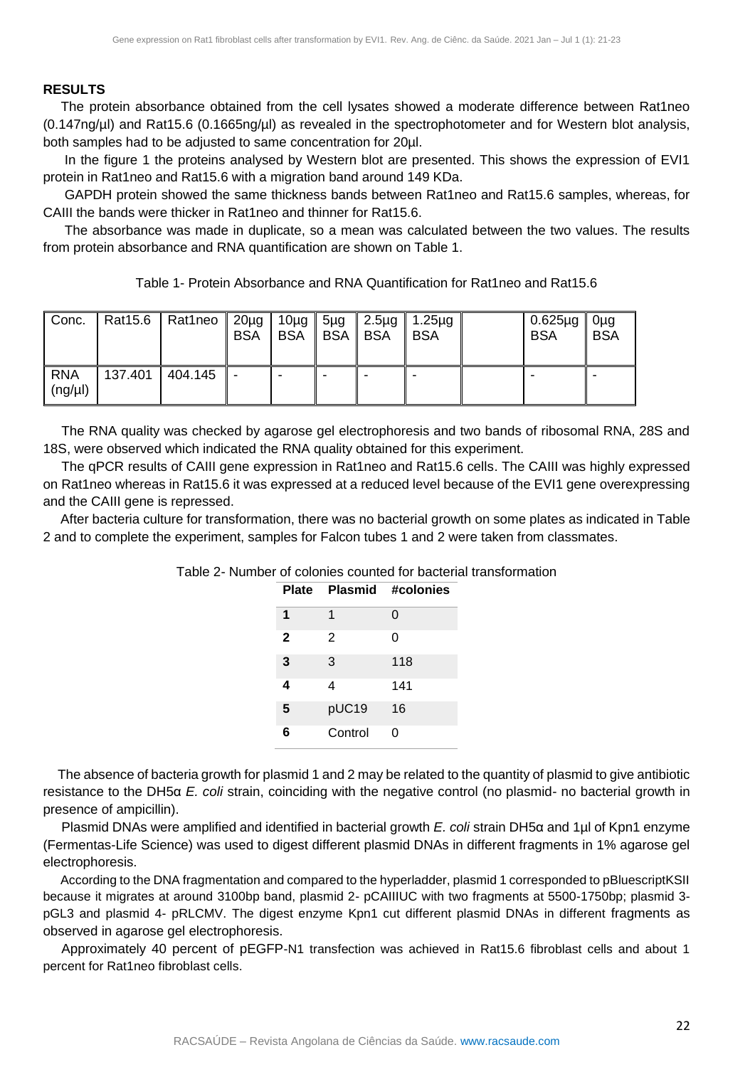## RESULTS

The protein absorbance obtained from the cell lysates showed a moderate difference between Rat1neo (0.147ng/µl) and Rat15.6 (0.1665ng/µl) as revealed in the spectrophotometer and for Western blot analysis, both samples had to be adjusted to same concentration for 20µl.

In the figure 1 the proteins analysed by Western blot are presented. This shows the expression of EVI1 protein in Rat1neo and Rat15.6 with a migration band around 149 KDa.

GAPDH protein showed the same thickness bands between Rat1neo and Rat15.6 samples, whereas, for CAIII the bands were thicker in Rat1neo and thinner for Rat15.6.

The absorbance was made in duplicate, so a mean was calculated between the two values. The results from protein absorbance and RNA quantification are shown on Table 1.

Table 1- Protein Absorbance and RNA Quantification for Rat1neo and Rat15.6

| Conc. | Rat15.6 | Rat1neo | 20µg BSA | 10µg BSA | 5µg BSA | 2.5µg BSA | 1.25µg BSA | | 0.625µg BSA | 0µg BSA |
|---|---|---|---|---|---|---|---|---|---|---|
| RNA (ng/µl) | 137.401 | 404.145 | - | - | - | - | - | | - | - |

The RNA quality was checked by agarose gel electrophoresis and two bands of ribosomal RNA, 28S and 18S, were observed which indicated the RNA quality obtained for this experiment.

The qPCR results of CAIII gene expression in Rat1neo and Rat15.6 cells. The CAIII was highly expressed on Rat1neo whereas in Rat15.6 it was expressed at a reduced level because of the EVI1 gene overexpressing and the CAIII gene is repressed.

After bacteria culture for transformation, there was no bacterial growth on some plates as indicated in Table 2 and to complete the experiment, samples for Falcon tubes 1 and 2 were taken from classmates.

Table 2- Number of colonies counted for bacterial transformation

| Plate | Plasmid | #colonies |
|---|---|---|
| **1** | 1 | 0 |
| **2** | 2 | 0 |
| **3** | 3 | 118 |
| **4** | 4 | 141 |
| **5** | pUC19 | 16 |
| **6** | Control | 0 |

The absence of bacteria growth for plasmid 1 and 2 may be related to the quantity of plasmid to give antibiotic resistance to the DH5α *E. coli* strain, coinciding with the negative control (no plasmid- no bacterial growth in presence of ampicillin).

Plasmid DNAs were amplified and identified in bacterial growth *E. coli* strain DH5α and 1µl of Kpn1 enzyme (Fermentas-Life Science) was used to digest different plasmid DNAs in different fragments in 1% agarose gel electrophoresis.

According to the DNA fragmentation and compared to the hyperladder, plasmid 1 corresponded to pBluescriptKSII because it migrates at around 3100bp band, plasmid 2- pCAIIIUC with two fragments at 5500-1750bp; plasmid 3- pGL3 and plasmid 4- pRLCMV. The digest enzyme Kpn1 cut different plasmid DNAs in different fragments as observed in agarose gel electrophoresis.

Approximately 40 percent of pEGFP-N1 transfection was achieved in Rat15.6 fibroblast cells and about 1 percent for Rat1neo fibroblast cells.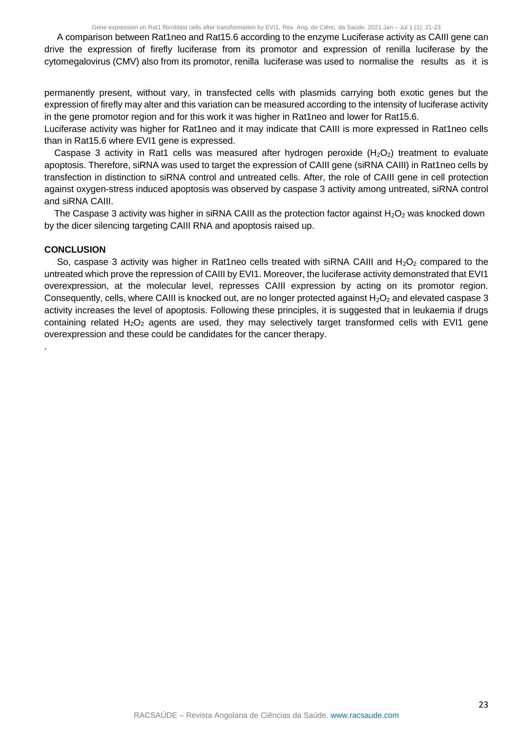A comparison between Rat1neo and Rat15.6 according to the enzyme Luciferase activity as CAIII gene can drive the expression of firefly luciferase from its promotor and expression of renilla luciferase by the cytomegalovirus (CMV) also from its promotor, renilla luciferase was used to normalise the results as it is permanently present, without vary, in transfected cells with plasmids carrying both exotic genes but the expression of firefly may alter and this variation can be measured according to the intensity of luciferase activity in the gene promotor region and for this work it was higher in Rat1neo and lower for Rat15.6.

Luciferase activity was higher for Rat1neo and it may indicate that CAIII is more expressed in Rat1neo cells than in Rat15.6 where EVI1 gene is expressed.

Caspase 3 activity in Rat1 cells was measured after hydrogen peroxide ($H_2O_2$) treatment to evaluate apoptosis. Therefore, siRNA was used to target the expression of CAIII gene (siRNA CAIII) in Rat1neo cells by transfection in distinction to siRNA control and untreated cells. After, the role of CAIII gene in cell protection against oxygen-stress induced apoptosis was observed by caspase 3 activity among untreated, siRNA control and siRNA CAIII.

The Caspase 3 activity was higher in siRNA CAIII as the protection factor against $H_2O_2$ was knocked down by the dicer silencing targeting CAIII RNA and apoptosis raised up.

## CONCLUSION

So, caspase 3 activity was higher in Rat1neo cells treated with siRNA CAIII and $H_2O_2$ compared to the untreated which prove the repression of CAIII by EVI1. Moreover, the luciferase activity demonstrated that EVI1 overexpression, at the molecular level, represses CAIII expression by acting on its promotor region. Consequently, cells, where CAIII is knocked out, are no longer protected against $H_2O_2$ and elevated caspase 3 activity increases the level of apoptosis. Following these principles, it is suggested that in leukaemia if drugs containing related $H_2O_2$ agents are used, they may selectively target transformed cells with EVI1 gene overexpression and these could be candidates for the cancer therapy.

.